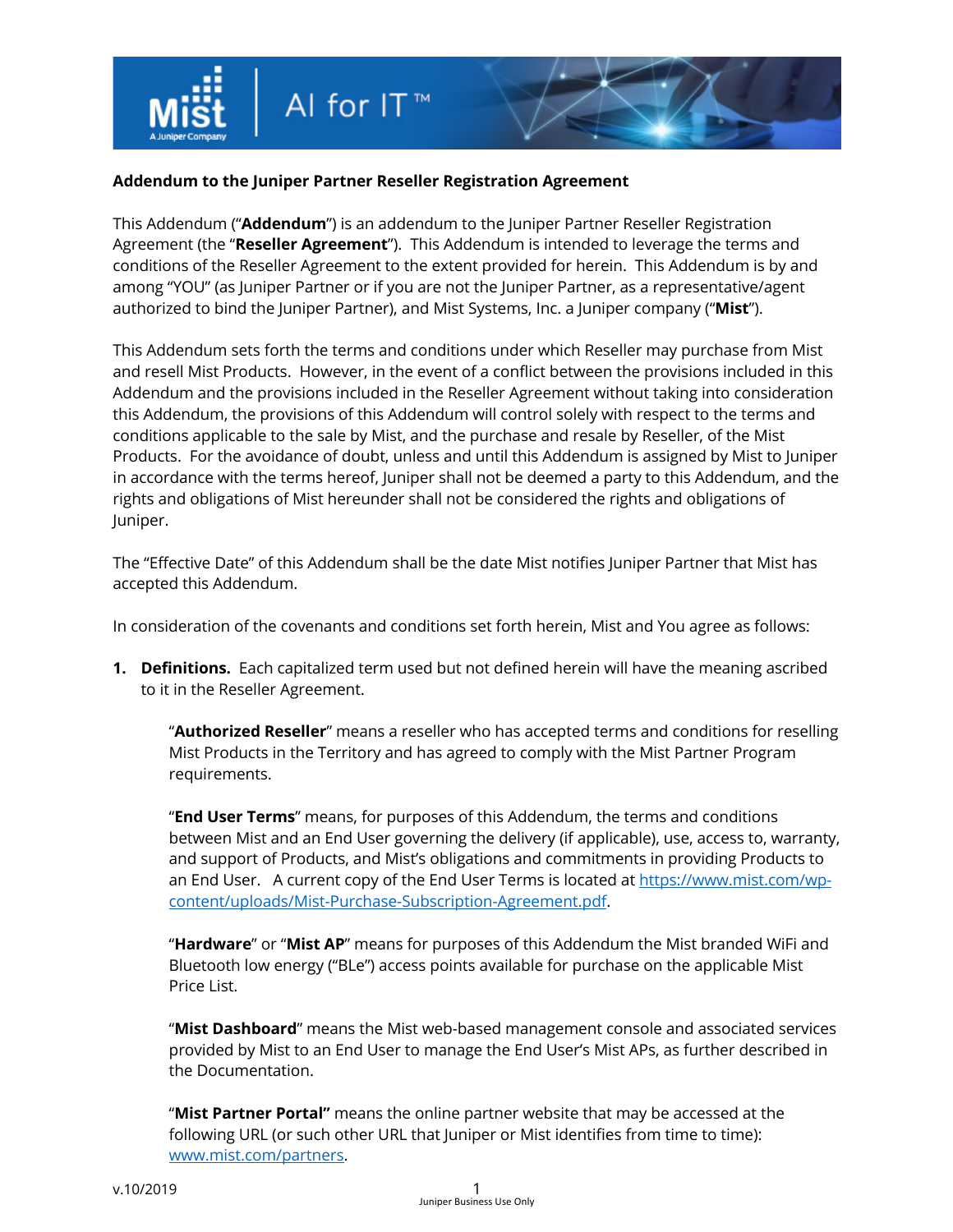**Addendum to the Juniper Partner Reseller Registration Agreement**

This Addendum ("**Addendum**") is an addendum to the Juniper Partner Reseller Registration Agreement (the "**Reseller Agreement**"). This Addendum is intended to leverage the terms and conditions of the Reseller Agreement to the extent provided for herein. This Addendum is by and among "YOU" (as Juniper Partner or if you are not the Juniper Partner, as a representative/agent authorized to bind the Juniper Partner), and Mist Systems, Inc. a Juniper company ("**Mist**").

This Addendum sets forth the terms and conditions under which Reseller may purchase from Mist and resell Mist Products. However, in the event of a conflict between the provisions included in this Addendum and the provisions included in the Reseller Agreement without taking into consideration this Addendum, the provisions of this Addendum will control solely with respect to the terms and conditions applicable to the sale by Mist, and the purchase and resale by Reseller, of the Mist Products. For the avoidance of doubt, unless and until this Addendum is assigned by Mist to Juniper in accordance with the terms hereof, Juniper shall not be deemed a party to this Addendum, and the rights and obligations of Mist hereunder shall not be considered the rights and obligations of Juniper.

The "Effective Date" of this Addendum shall be the date Mist notifies Juniper Partner that Mist has accepted this Addendum.

In consideration of the covenants and conditions set forth herein, Mist and You agree as follows:

1. **Definitions.** Each capitalized term used but not defined herein will have the meaning ascribed to it in the Reseller Agreement.

   "**Authorized Reseller**" means a reseller who has accepted terms and conditions for reselling Mist Products in the Territory and has agreed to comply with the Mist Partner Program requirements.

   "**End User Terms**" means, for purposes of this Addendum, the terms and conditions between Mist and an End User governing the delivery (if applicable), use, access to, warranty, and support of Products, and Mist's obligations and commitments in providing Products to an End User. A current copy of the End User Terms is located at https://www.mist.com/wp-content/uploads/Mist-Purchase-Subscription-Agreement.pdf.

   "**Hardware**" or "**Mist AP**" means for purposes of this Addendum the Mist branded WiFi and Bluetooth low energy ("BLe") access points available for purchase on the applicable Mist Price List.

   "**Mist Dashboard**" means the Mist web-based management console and associated services provided by Mist to an End User to manage the End User's Mist APs, as further described in the Documentation.

   "**Mist Partner Portal**" means the online partner website that may be accessed at the following URL (or such other URL that Juniper or Mist identifies from time to time): www.mist.com/partners.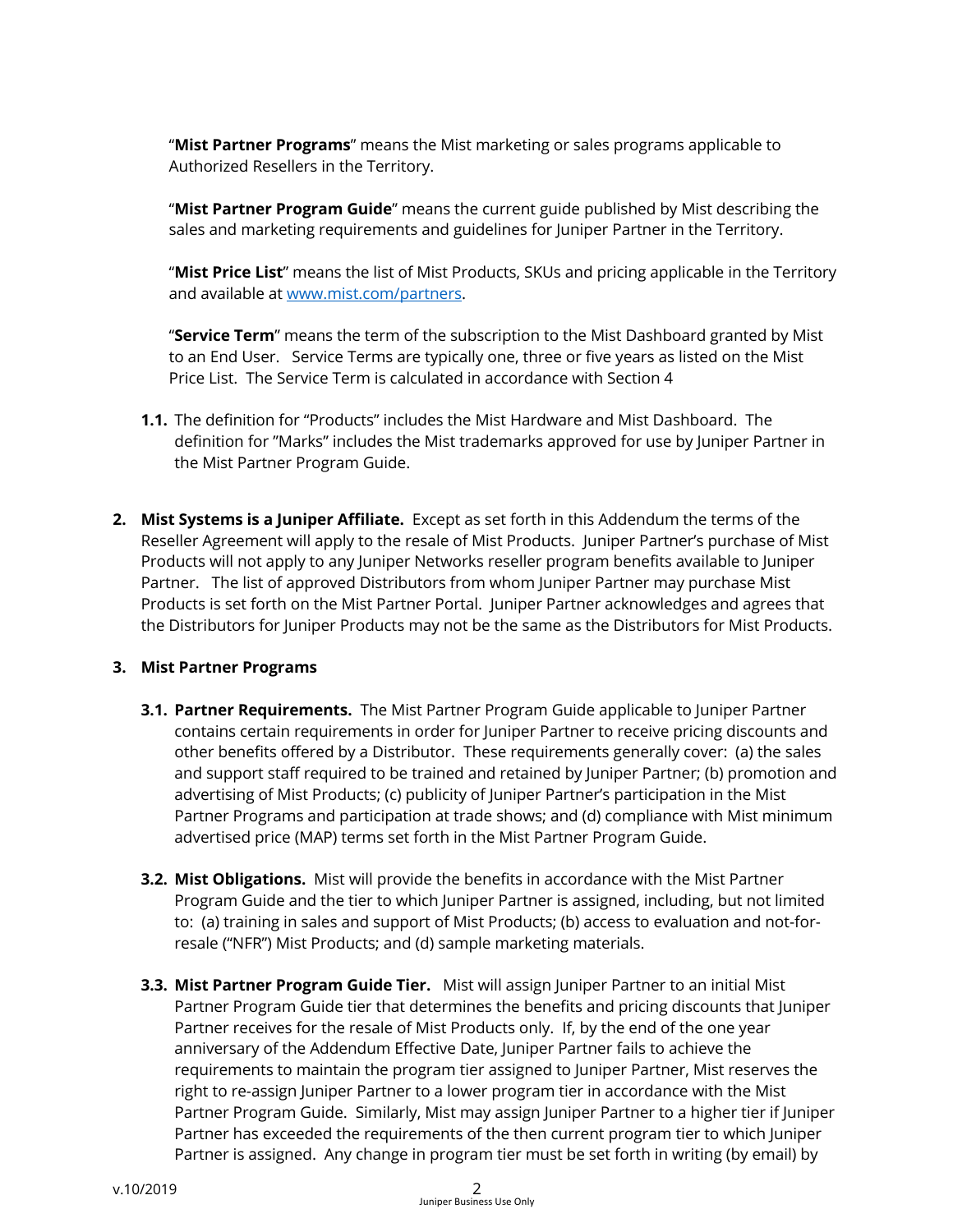"**Mist Partner Programs**" means the Mist marketing or sales programs applicable to Authorized Resellers in the Territory.

"**Mist Partner Program Guide**" means the current guide published by Mist describing the sales and marketing requirements and guidelines for Juniper Partner in the Territory.

"**Mist Price List**" means the list of Mist Products, SKUs and pricing applicable in the Territory and available at [www.mist.com/partners](www.mist.com/partners).

"**Service Term**" means the term of the subscription to the Mist Dashboard granted by Mist to an End User. Service Terms are typically one, three or five years as listed on the Mist Price List. The Service Term is calculated in accordance with Section 4

**1.1.** The definition for "Products" includes the Mist Hardware and Mist Dashboard. The definition for "Marks" includes the Mist trademarks approved for use by Juniper Partner in the Mist Partner Program Guide.

**2. Mist Systems is a Juniper Affiliate.** Except as set forth in this Addendum the terms of the Reseller Agreement will apply to the resale of Mist Products. Juniper Partner's purchase of Mist Products will not apply to any Juniper Networks reseller program benefits available to Juniper Partner. The list of approved Distributors from whom Juniper Partner may purchase Mist Products is set forth on the Mist Partner Portal. Juniper Partner acknowledges and agrees that the Distributors for Juniper Products may not be the same as the Distributors for Mist Products.

**3. Mist Partner Programs**

**3.1. Partner Requirements.** The Mist Partner Program Guide applicable to Juniper Partner contains certain requirements in order for Juniper Partner to receive pricing discounts and other benefits offered by a Distributor. These requirements generally cover: (a) the sales and support staff required to be trained and retained by Juniper Partner; (b) promotion and advertising of Mist Products; (c) publicity of Juniper Partner's participation in the Mist Partner Programs and participation at trade shows; and (d) compliance with Mist minimum advertised price (MAP) terms set forth in the Mist Partner Program Guide.

**3.2. Mist Obligations.** Mist will provide the benefits in accordance with the Mist Partner Program Guide and the tier to which Juniper Partner is assigned, including, but not limited to: (a) training in sales and support of Mist Products; (b) access to evaluation and not-for-resale ("NFR") Mist Products; and (d) sample marketing materials.

**3.3. Mist Partner Program Guide Tier.** Mist will assign Juniper Partner to an initial Mist Partner Program Guide tier that determines the benefits and pricing discounts that Juniper Partner receives for the resale of Mist Products only. If, by the end of the one year anniversary of the Addendum Effective Date, Juniper Partner fails to achieve the requirements to maintain the program tier assigned to Juniper Partner, Mist reserves the right to re-assign Juniper Partner to a lower program tier in accordance with the Mist Partner Program Guide. Similarly, Mist may assign Juniper Partner to a higher tier if Juniper Partner has exceeded the requirements of the then current program tier to which Juniper Partner is assigned. Any change in program tier must be set forth in writing (by email) by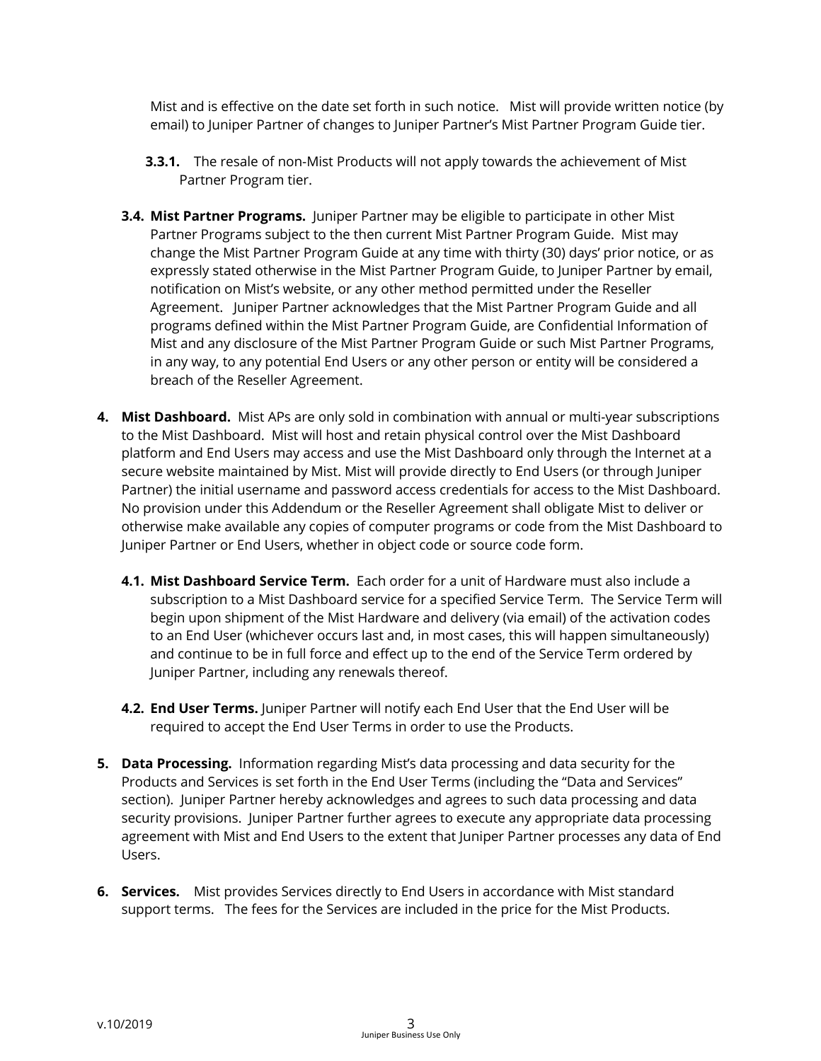Mist and is effective on the date set forth in such notice. Mist will provide written notice (by email) to Juniper Partner of changes to Juniper Partner's Mist Partner Program Guide tier.

**3.3.1.** The resale of non-Mist Products will not apply towards the achievement of Mist Partner Program tier.

**3.4. Mist Partner Programs.** Juniper Partner may be eligible to participate in other Mist Partner Programs subject to the then current Mist Partner Program Guide. Mist may change the Mist Partner Program Guide at any time with thirty (30) days' prior notice, or as expressly stated otherwise in the Mist Partner Program Guide, to Juniper Partner by email, notification on Mist's website, or any other method permitted under the Reseller Agreement. Juniper Partner acknowledges that the Mist Partner Program Guide and all programs defined within the Mist Partner Program Guide, are Confidential Information of Mist and any disclosure of the Mist Partner Program Guide or such Mist Partner Programs, in any way, to any potential End Users or any other person or entity will be considered a breach of the Reseller Agreement.

**4. Mist Dashboard.** Mist APs are only sold in combination with annual or multi-year subscriptions to the Mist Dashboard. Mist will host and retain physical control over the Mist Dashboard platform and End Users may access and use the Mist Dashboard only through the Internet at a secure website maintained by Mist. Mist will provide directly to End Users (or through Juniper Partner) the initial username and password access credentials for access to the Mist Dashboard. No provision under this Addendum or the Reseller Agreement shall obligate Mist to deliver or otherwise make available any copies of computer programs or code from the Mist Dashboard to Juniper Partner or End Users, whether in object code or source code form.

**4.1. Mist Dashboard Service Term.** Each order for a unit of Hardware must also include a subscription to a Mist Dashboard service for a specified Service Term. The Service Term will begin upon shipment of the Mist Hardware and delivery (via email) of the activation codes to an End User (whichever occurs last and, in most cases, this will happen simultaneously) and continue to be in full force and effect up to the end of the Service Term ordered by Juniper Partner, including any renewals thereof.

**4.2. End User Terms.** Juniper Partner will notify each End User that the End User will be required to accept the End User Terms in order to use the Products.

**5. Data Processing.** Information regarding Mist's data processing and data security for the Products and Services is set forth in the End User Terms (including the "Data and Services" section). Juniper Partner hereby acknowledges and agrees to such data processing and data security provisions. Juniper Partner further agrees to execute any appropriate data processing agreement with Mist and End Users to the extent that Juniper Partner processes any data of End Users.

**6. Services.** Mist provides Services directly to End Users in accordance with Mist standard support terms. The fees for the Services are included in the price for the Mist Products.